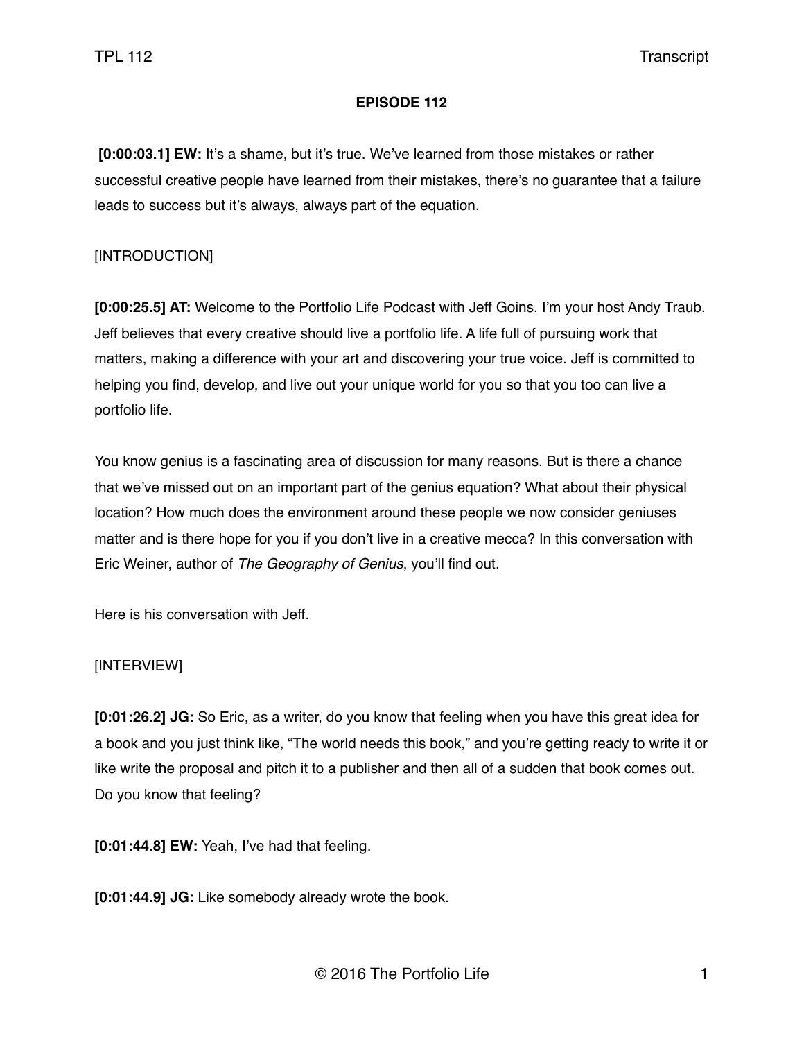**EPISODE 112**

**[0:00:03.1] EW:** It's a shame, but it's true. We've learned from those mistakes or rather successful creative people have learned from their mistakes, there's no guarantee that a failure leads to success but it's always, always part of the equation.

[INTRODUCTION]

**[0:00:25.5] AT:** Welcome to the Portfolio Life Podcast with Jeff Goins. I'm your host Andy Traub. Jeff believes that every creative should live a portfolio life. A life full of pursuing work that matters, making a difference with your art and discovering your true voice. Jeff is committed to helping you find, develop, and live out your unique world for you so that you too can live a portfolio life.

You know genius is a fascinating area of discussion for many reasons. But is there a chance that we've missed out on an important part of the genius equation? What about their physical location? How much does the environment around these people we now consider geniuses matter and is there hope for you if you don't live in a creative mecca? In this conversation with Eric Weiner, author of *The Geography of Genius*, you'll find out.

Here is his conversation with Jeff.

[INTERVIEW]

**[0:01:26.2] JG:** So Eric, as a writer, do you know that feeling when you have this great idea for a book and you just think like, "The world needs this book," and you're getting ready to write it or like write the proposal and pitch it to a publisher and then all of a sudden that book comes out. Do you know that feeling?

**[0:01:44.8] EW:** Yeah, I've had that feeling.

**[0:01:44.9] JG:** Like somebody already wrote the book.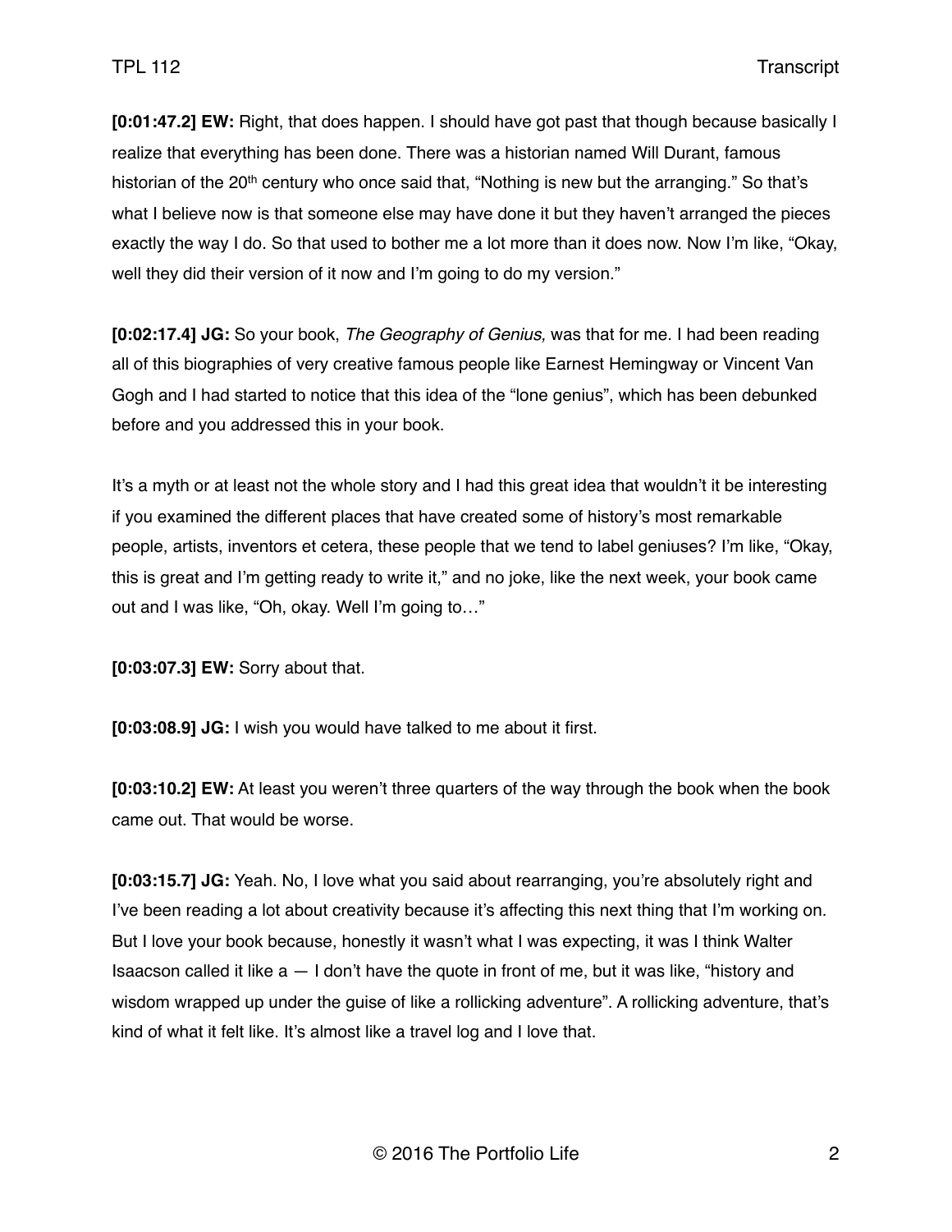**[0:01:47.2] EW:** Right, that does happen. I should have got past that though because basically I realize that everything has been done. There was a historian named Will Durant, famous historian of the 20th century who once said that, "Nothing is new but the arranging." So that's what I believe now is that someone else may have done it but they haven't arranged the pieces exactly the way I do. So that used to bother me a lot more than it does now. Now I'm like, "Okay, well they did their version of it now and I'm going to do my version."

**[0:02:17.4] JG:** So your book, *The Geography of Genius,* was that for me. I had been reading all of this biographies of very creative famous people like Earnest Hemingway or Vincent Van Gogh and I had started to notice that this idea of the "lone genius", which has been debunked before and you addressed this in your book.

It's a myth or at least not the whole story and I had this great idea that wouldn't it be interesting if you examined the different places that have created some of history's most remarkable people, artists, inventors et cetera, these people that we tend to label geniuses? I'm like, "Okay, this is great and I'm getting ready to write it," and no joke, like the next week, your book came out and I was like, "Oh, okay. Well I'm going to…"

**[0:03:07.3] EW:** Sorry about that.

**[0:03:08.9] JG:** I wish you would have talked to me about it first.

**[0:03:10.2] EW:** At least you weren't three quarters of the way through the book when the book came out. That would be worse.

**[0:03:15.7] JG:** Yeah. No, I love what you said about rearranging, you're absolutely right and I've been reading a lot about creativity because it's affecting this next thing that I'm working on. But I love your book because, honestly it wasn't what I was expecting, it was I think Walter Isaacson called it like a — I don't have the quote in front of me, but it was like, "history and wisdom wrapped up under the guise of like a rollicking adventure". A rollicking adventure, that's kind of what it felt like. It's almost like a travel log and I love that.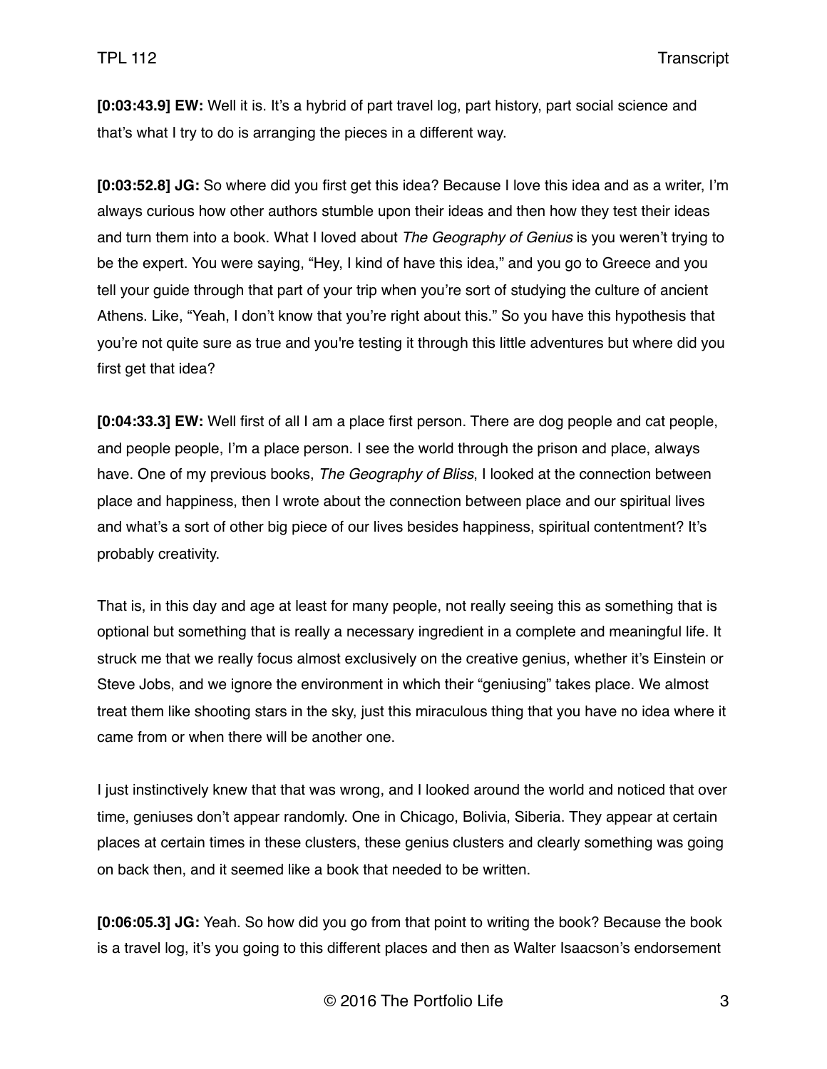**[0:03:43.9] EW:** Well it is. It's a hybrid of part travel log, part history, part social science and that's what I try to do is arranging the pieces in a different way.

**[0:03:52.8] JG:** So where did you first get this idea? Because I love this idea and as a writer, I'm always curious how other authors stumble upon their ideas and then how they test their ideas and turn them into a book. What I loved about *The Geography of Genius* is you weren't trying to be the expert. You were saying, "Hey, I kind of have this idea," and you go to Greece and you tell your guide through that part of your trip when you're sort of studying the culture of ancient Athens. Like, "Yeah, I don't know that you're right about this." So you have this hypothesis that you're not quite sure as true and you're testing it through this little adventures but where did you first get that idea?

**[0:04:33.3] EW:** Well first of all I am a place first person. There are dog people and cat people, and people people, I'm a place person. I see the world through the prison and place, always have. One of my previous books, *The Geography of Bliss*, I looked at the connection between place and happiness, then I wrote about the connection between place and our spiritual lives and what's a sort of other big piece of our lives besides happiness, spiritual contentment? It's probably creativity.

That is, in this day and age at least for many people, not really seeing this as something that is optional but something that is really a necessary ingredient in a complete and meaningful life. It struck me that we really focus almost exclusively on the creative genius, whether it's Einstein or Steve Jobs, and we ignore the environment in which their "geniusing" takes place. We almost treat them like shooting stars in the sky, just this miraculous thing that you have no idea where it came from or when there will be another one.

I just instinctively knew that that was wrong, and I looked around the world and noticed that over time, geniuses don't appear randomly. One in Chicago, Bolivia, Siberia. They appear at certain places at certain times in these clusters, these genius clusters and clearly something was going on back then, and it seemed like a book that needed to be written.

**[0:06:05.3] JG:** Yeah. So how did you go from that point to writing the book? Because the book is a travel log, it's you going to this different places and then as Walter Isaacson's endorsement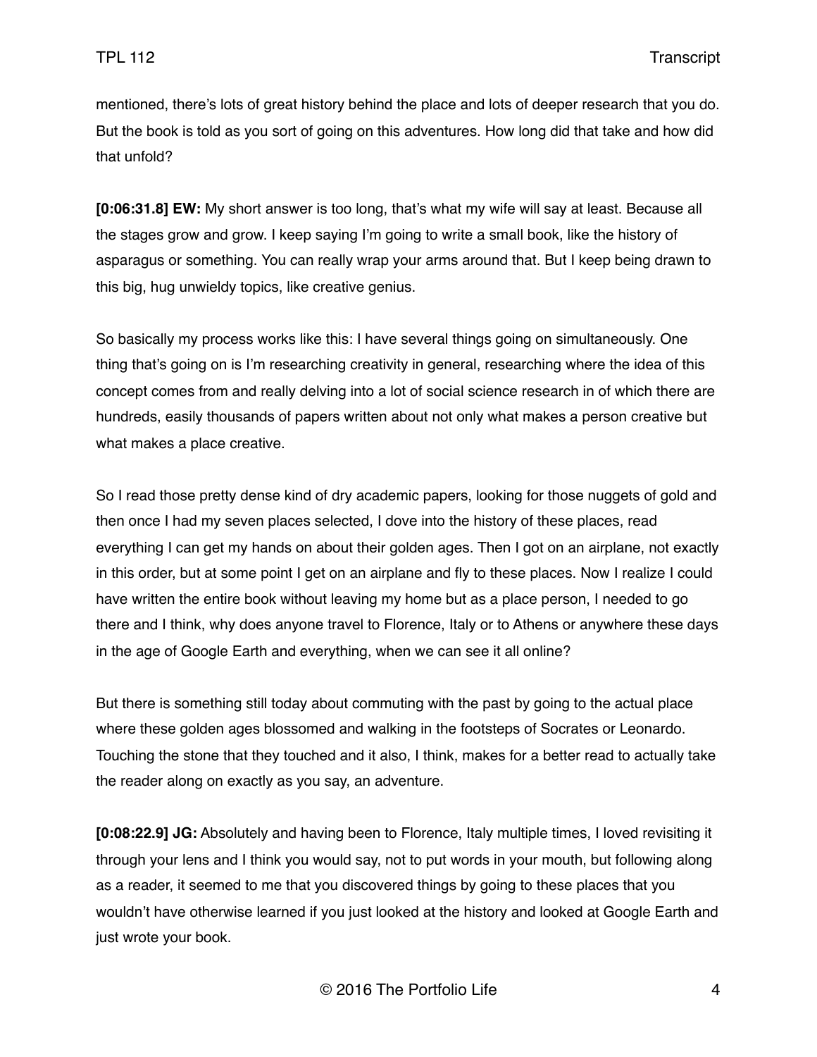mentioned, there's lots of great history behind the place and lots of deeper research that you do. But the book is told as you sort of going on this adventures. How long did that take and how did that unfold?

**[0:06:31.8] EW:** My short answer is too long, that's what my wife will say at least. Because all the stages grow and grow. I keep saying I'm going to write a small book, like the history of asparagus or something. You can really wrap your arms around that. But I keep being drawn to this big, hug unwieldy topics, like creative genius.

So basically my process works like this: I have several things going on simultaneously. One thing that's going on is I'm researching creativity in general, researching where the idea of this concept comes from and really delving into a lot of social science research in of which there are hundreds, easily thousands of papers written about not only what makes a person creative but what makes a place creative.

So I read those pretty dense kind of dry academic papers, looking for those nuggets of gold and then once I had my seven places selected, I dove into the history of these places, read everything I can get my hands on about their golden ages. Then I got on an airplane, not exactly in this order, but at some point I get on an airplane and fly to these places. Now I realize I could have written the entire book without leaving my home but as a place person, I needed to go there and I think, why does anyone travel to Florence, Italy or to Athens or anywhere these days in the age of Google Earth and everything, when we can see it all online?

But there is something still today about commuting with the past by going to the actual place where these golden ages blossomed and walking in the footsteps of Socrates or Leonardo. Touching the stone that they touched and it also, I think, makes for a better read to actually take the reader along on exactly as you say, an adventure.

**[0:08:22.9] JG:** Absolutely and having been to Florence, Italy multiple times, I loved revisiting it through your lens and I think you would say, not to put words in your mouth, but following along as a reader, it seemed to me that you discovered things by going to these places that you wouldn't have otherwise learned if you just looked at the history and looked at Google Earth and just wrote your book.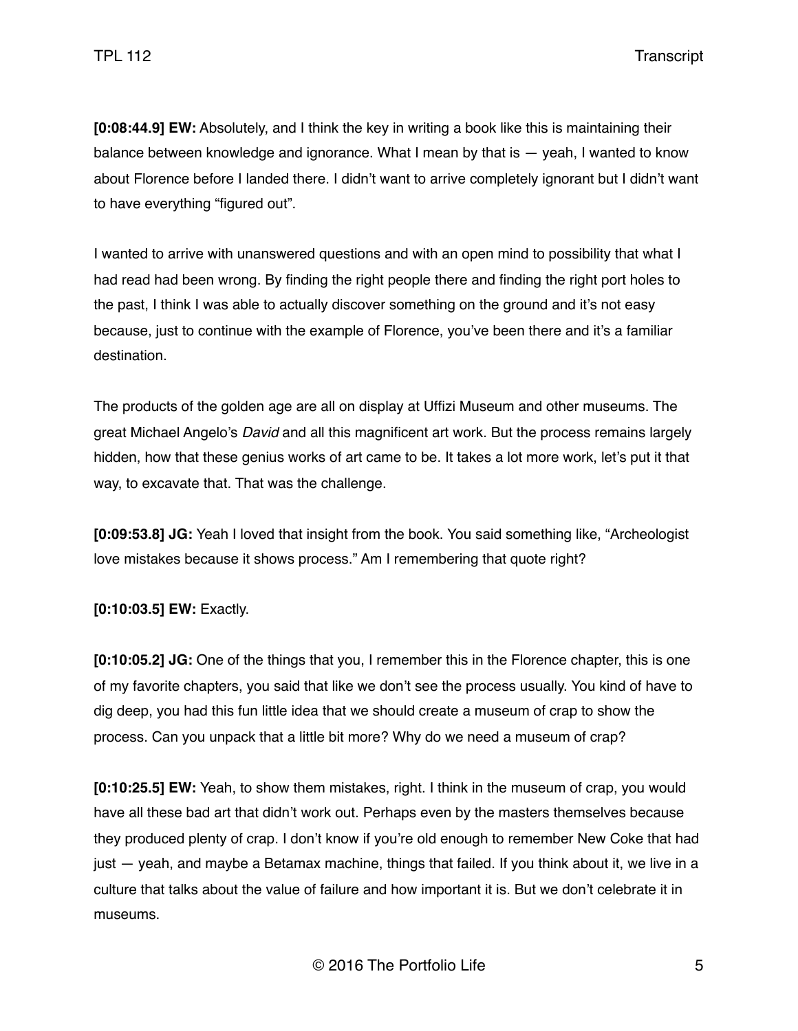**[0:08:44.9] EW:** Absolutely, and I think the key in writing a book like this is maintaining their balance between knowledge and ignorance. What I mean by that is — yeah, I wanted to know about Florence before I landed there. I didn't want to arrive completely ignorant but I didn't want to have everything "figured out".

I wanted to arrive with unanswered questions and with an open mind to possibility that what I had read had been wrong. By finding the right people there and finding the right port holes to the past, I think I was able to actually discover something on the ground and it's not easy because, just to continue with the example of Florence, you've been there and it's a familiar destination.

The products of the golden age are all on display at Uffizi Museum and other museums. The great Michael Angelo's *David* and all this magnificent art work. But the process remains largely hidden, how that these genius works of art came to be. It takes a lot more work, let's put it that way, to excavate that. That was the challenge.

**[0:09:53.8] JG:** Yeah I loved that insight from the book. You said something like, "Archeologist love mistakes because it shows process." Am I remembering that quote right?

**[0:10:03.5] EW:** Exactly.

**[0:10:05.2] JG:** One of the things that you, I remember this in the Florence chapter, this is one of my favorite chapters, you said that like we don't see the process usually. You kind of have to dig deep, you had this fun little idea that we should create a museum of crap to show the process. Can you unpack that a little bit more? Why do we need a museum of crap?

**[0:10:25.5] EW:** Yeah, to show them mistakes, right. I think in the museum of crap, you would have all these bad art that didn't work out. Perhaps even by the masters themselves because they produced plenty of crap. I don't know if you're old enough to remember New Coke that had just — yeah, and maybe a Betamax machine, things that failed. If you think about it, we live in a culture that talks about the value of failure and how important it is. But we don't celebrate it in museums.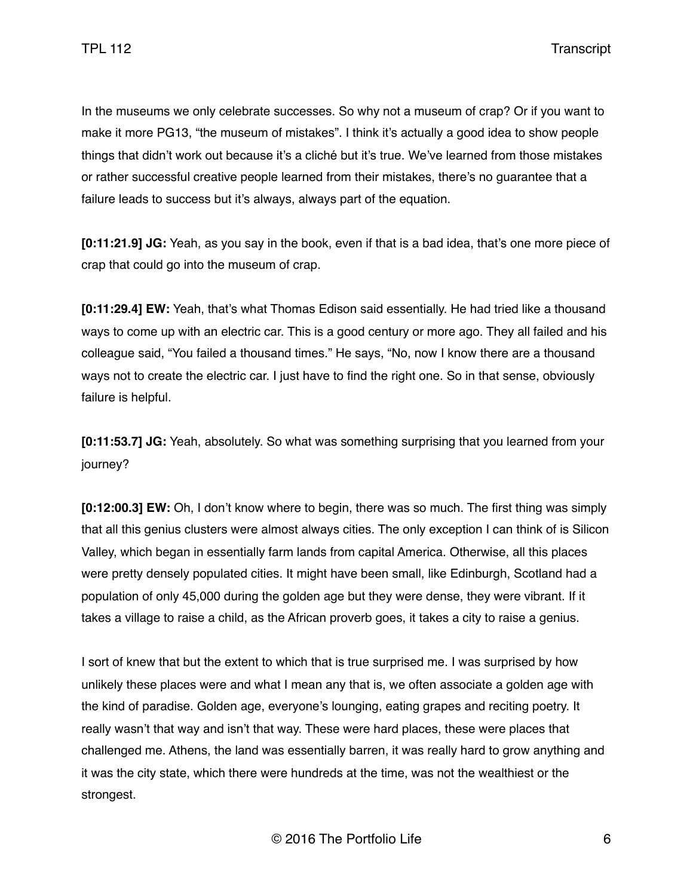In the museums we only celebrate successes. So why not a museum of crap? Or if you want to make it more PG13, "the museum of mistakes". I think it's actually a good idea to show people things that didn't work out because it's a cliché but it's true. We've learned from those mistakes or rather successful creative people learned from their mistakes, there's no guarantee that a failure leads to success but it's always, always part of the equation.

**[0:11:21.9] JG:** Yeah, as you say in the book, even if that is a bad idea, that's one more piece of crap that could go into the museum of crap.

**[0:11:29.4] EW:** Yeah, that's what Thomas Edison said essentially. He had tried like a thousand ways to come up with an electric car. This is a good century or more ago. They all failed and his colleague said, "You failed a thousand times." He says, "No, now I know there are a thousand ways not to create the electric car. I just have to find the right one. So in that sense, obviously failure is helpful.

**[0:11:53.7] JG:** Yeah, absolutely. So what was something surprising that you learned from your journey?

**[0:12:00.3] EW:** Oh, I don't know where to begin, there was so much. The first thing was simply that all this genius clusters were almost always cities. The only exception I can think of is Silicon Valley, which began in essentially farm lands from capital America. Otherwise, all this places were pretty densely populated cities. It might have been small, like Edinburgh, Scotland had a population of only 45,000 during the golden age but they were dense, they were vibrant. If it takes a village to raise a child, as the African proverb goes, it takes a city to raise a genius.

I sort of knew that but the extent to which that is true surprised me. I was surprised by how unlikely these places were and what I mean any that is, we often associate a golden age with the kind of paradise. Golden age, everyone's lounging, eating grapes and reciting poetry. It really wasn't that way and isn't that way. These were hard places, these were places that challenged me. Athens, the land was essentially barren, it was really hard to grow anything and it was the city state, which there were hundreds at the time, was not the wealthiest or the strongest.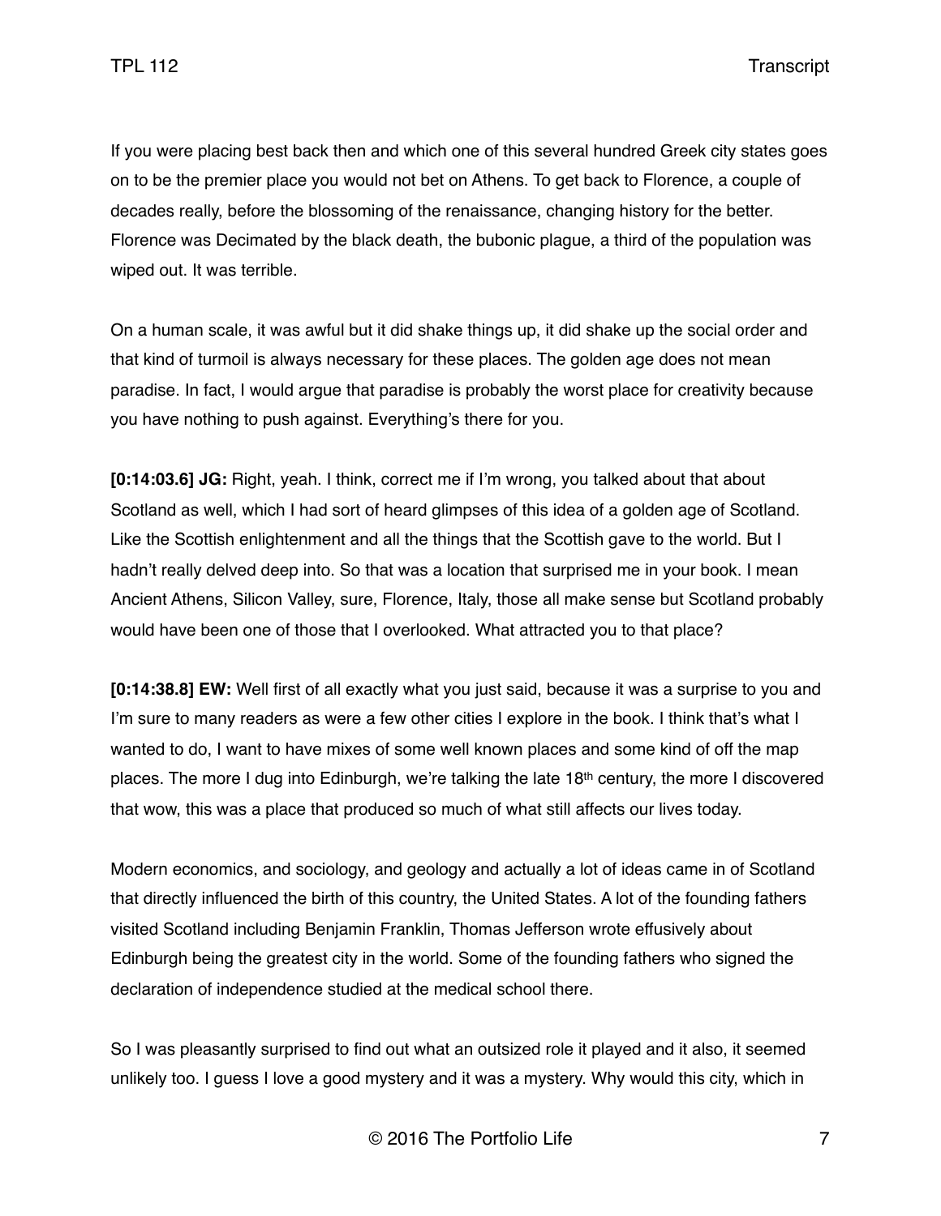If you were placing best back then and which one of this several hundred Greek city states goes on to be the premier place you would not bet on Athens. To get back to Florence, a couple of decades really, before the blossoming of the renaissance, changing history for the better. Florence was Decimated by the black death, the bubonic plague, a third of the population was wiped out. It was terrible.

On a human scale, it was awful but it did shake things up, it did shake up the social order and that kind of turmoil is always necessary for these places. The golden age does not mean paradise. In fact, I would argue that paradise is probably the worst place for creativity because you have nothing to push against. Everything's there for you.

**[0:14:03.6] JG:** Right, yeah. I think, correct me if I'm wrong, you talked about that about Scotland as well, which I had sort of heard glimpses of this idea of a golden age of Scotland. Like the Scottish enlightenment and all the things that the Scottish gave to the world. But I hadn't really delved deep into. So that was a location that surprised me in your book. I mean Ancient Athens, Silicon Valley, sure, Florence, Italy, those all make sense but Scotland probably would have been one of those that I overlooked. What attracted you to that place?

**[0:14:38.8] EW:** Well first of all exactly what you just said, because it was a surprise to you and I'm sure to many readers as were a few other cities I explore in the book. I think that's what I wanted to do, I want to have mixes of some well known places and some kind of off the map places. The more I dug into Edinburgh, we're talking the late 18th century, the more I discovered that wow, this was a place that produced so much of what still affects our lives today.

Modern economics, and sociology, and geology and actually a lot of ideas came in of Scotland that directly influenced the birth of this country, the United States. A lot of the founding fathers visited Scotland including Benjamin Franklin, Thomas Jefferson wrote effusively about Edinburgh being the greatest city in the world. Some of the founding fathers who signed the declaration of independence studied at the medical school there.

So I was pleasantly surprised to find out what an outsized role it played and it also, it seemed unlikely too. I guess I love a good mystery and it was a mystery. Why would this city, which in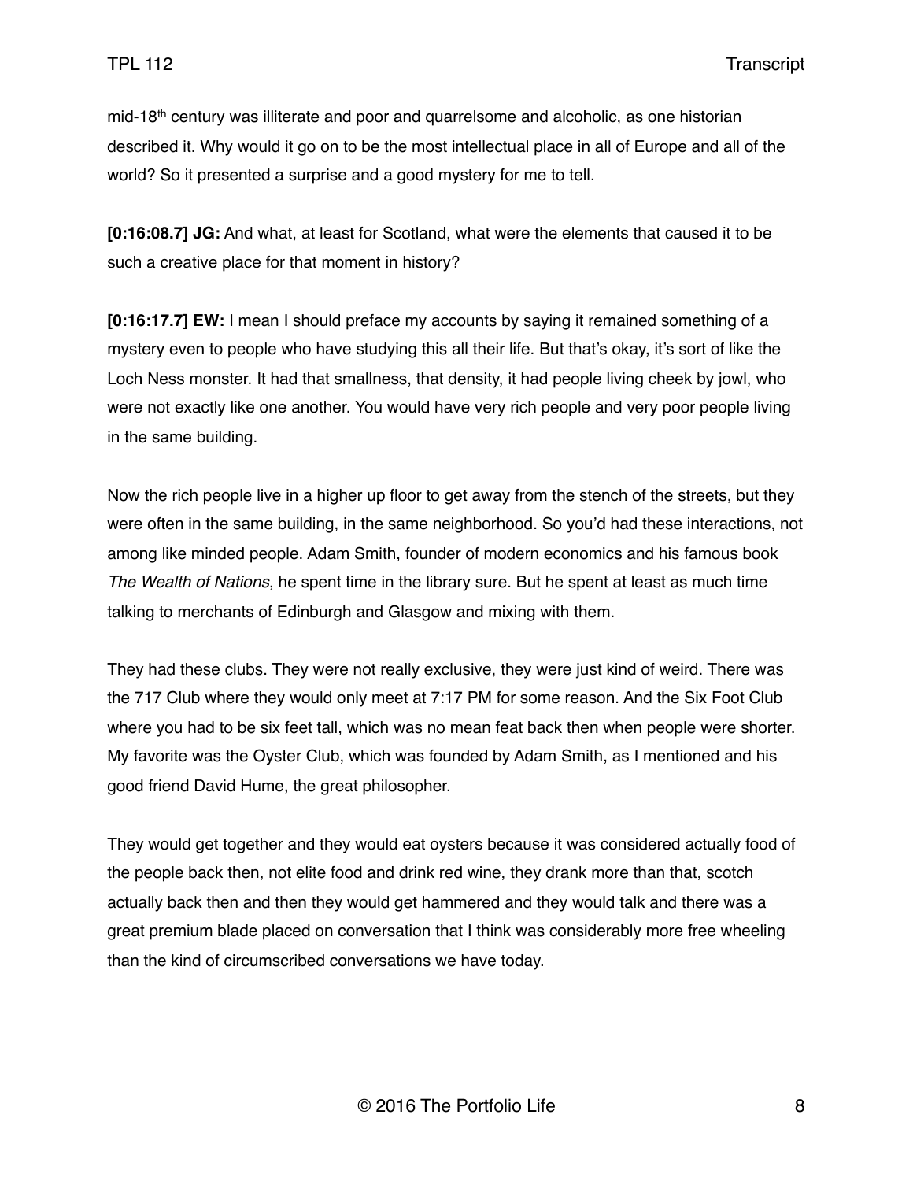mid-18th century was illiterate and poor and quarrelsome and alcoholic, as one historian described it. Why would it go on to be the most intellectual place in all of Europe and all of the world? So it presented a surprise and a good mystery for me to tell.

**[0:16:08.7] JG:** And what, at least for Scotland, what were the elements that caused it to be such a creative place for that moment in history?

**[0:16:17.7] EW:** I mean I should preface my accounts by saying it remained something of a mystery even to people who have studying this all their life. But that's okay, it's sort of like the Loch Ness monster. It had that smallness, that density, it had people living cheek by jowl, who were not exactly like one another. You would have very rich people and very poor people living in the same building.

Now the rich people live in a higher up floor to get away from the stench of the streets, but they were often in the same building, in the same neighborhood. So you'd had these interactions, not among like minded people. Adam Smith, founder of modern economics and his famous book *The Wealth of Nations*, he spent time in the library sure. But he spent at least as much time talking to merchants of Edinburgh and Glasgow and mixing with them.

They had these clubs. They were not really exclusive, they were just kind of weird. There was the 717 Club where they would only meet at 7:17 PM for some reason. And the Six Foot Club where you had to be six feet tall, which was no mean feat back then when people were shorter. My favorite was the Oyster Club, which was founded by Adam Smith, as I mentioned and his good friend David Hume, the great philosopher.

They would get together and they would eat oysters because it was considered actually food of the people back then, not elite food and drink red wine, they drank more than that, scotch actually back then and then they would get hammered and they would talk and there was a great premium blade placed on conversation that I think was considerably more free wheeling than the kind of circumscribed conversations we have today.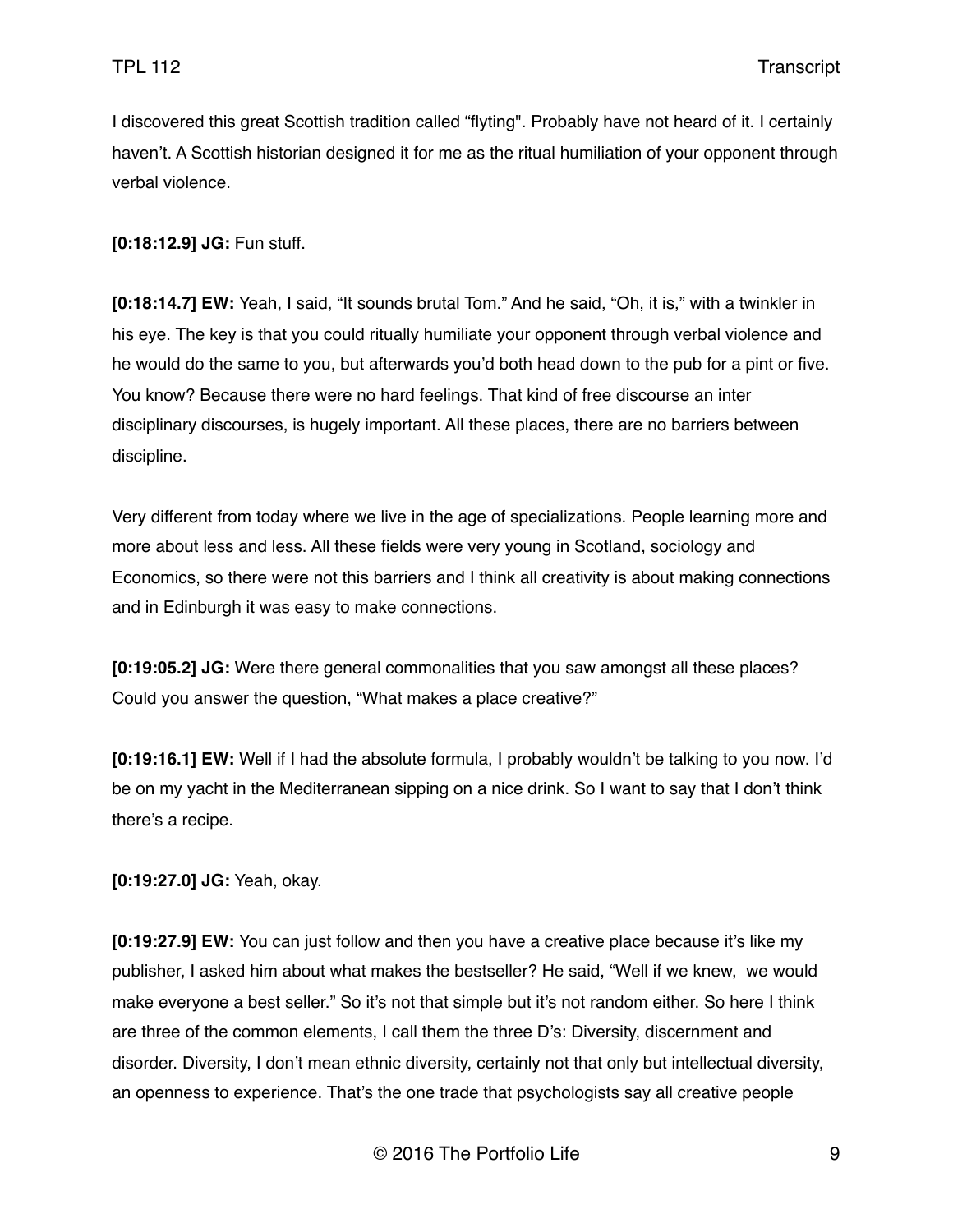I discovered this great Scottish tradition called "flyting". Probably have not heard of it. I certainly haven't. A Scottish historian designed it for me as the ritual humiliation of your opponent through verbal violence.

**[0:18:12.9] JG:** Fun stuff.

**[0:18:14.7] EW:** Yeah, I said, "It sounds brutal Tom." And he said, "Oh, it is," with a twinkler in his eye. The key is that you could ritually humiliate your opponent through verbal violence and he would do the same to you, but afterwards you'd both head down to the pub for a pint or five. You know? Because there were no hard feelings. That kind of free discourse an inter disciplinary discourses, is hugely important. All these places, there are no barriers between discipline.

Very different from today where we live in the age of specializations. People learning more and more about less and less. All these fields were very young in Scotland, sociology and Economics, so there were not this barriers and I think all creativity is about making connections and in Edinburgh it was easy to make connections.

**[0:19:05.2] JG:** Were there general commonalities that you saw amongst all these places? Could you answer the question, "What makes a place creative?"

**[0:19:16.1] EW:** Well if I had the absolute formula, I probably wouldn't be talking to you now. I'd be on my yacht in the Mediterranean sipping on a nice drink. So I want to say that I don't think there's a recipe.

**[0:19:27.0] JG:** Yeah, okay.

**[0:19:27.9] EW:** You can just follow and then you have a creative place because it's like my publisher, I asked him about what makes the bestseller? He said, "Well if we knew, we would make everyone a best seller." So it's not that simple but it's not random either. So here I think are three of the common elements, I call them the three D's: Diversity, discernment and disorder. Diversity, I don't mean ethnic diversity, certainly not that only but intellectual diversity, an openness to experience. That's the one trade that psychologists say all creative people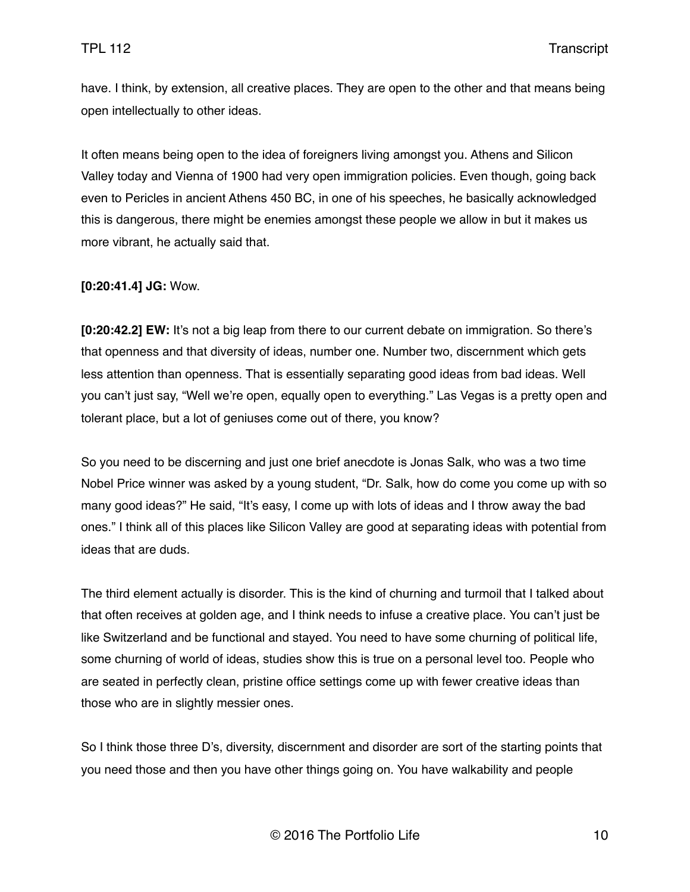have. I think, by extension, all creative places. They are open to the other and that means being open intellectually to other ideas.

It often means being open to the idea of foreigners living amongst you. Athens and Silicon Valley today and Vienna of 1900 had very open immigration policies. Even though, going back even to Pericles in ancient Athens 450 BC, in one of his speeches, he basically acknowledged this is dangerous, there might be enemies amongst these people we allow in but it makes us more vibrant, he actually said that.

**[0:20:41.4] JG:** Wow.

**[0:20:42.2] EW:** It's not a big leap from there to our current debate on immigration. So there's that openness and that diversity of ideas, number one. Number two, discernment which gets less attention than openness. That is essentially separating good ideas from bad ideas. Well you can't just say, "Well we're open, equally open to everything." Las Vegas is a pretty open and tolerant place, but a lot of geniuses come out of there, you know?

So you need to be discerning and just one brief anecdote is Jonas Salk, who was a two time Nobel Price winner was asked by a young student, "Dr. Salk, how do come you come up with so many good ideas?" He said, "It's easy, I come up with lots of ideas and I throw away the bad ones." I think all of this places like Silicon Valley are good at separating ideas with potential from ideas that are duds.

The third element actually is disorder. This is the kind of churning and turmoil that I talked about that often receives at golden age, and I think needs to infuse a creative place. You can't just be like Switzerland and be functional and stayed. You need to have some churning of political life, some churning of world of ideas, studies show this is true on a personal level too. People who are seated in perfectly clean, pristine office settings come up with fewer creative ideas than those who are in slightly messier ones.

So I think those three D's, diversity, discernment and disorder are sort of the starting points that you need those and then you have other things going on. You have walkability and people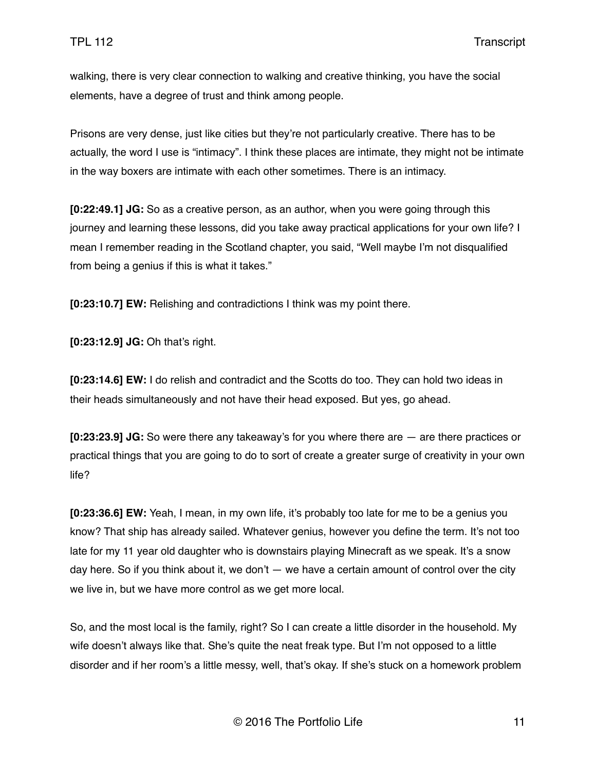walking, there is very clear connection to walking and creative thinking, you have the social elements, have a degree of trust and think among people.

Prisons are very dense, just like cities but they're not particularly creative. There has to be actually, the word I use is "intimacy". I think these places are intimate, they might not be intimate in the way boxers are intimate with each other sometimes. There is an intimacy.

**[0:22:49.1] JG:** So as a creative person, as an author, when you were going through this journey and learning these lessons, did you take away practical applications for your own life? I mean I remember reading in the Scotland chapter, you said, "Well maybe I'm not disqualified from being a genius if this is what it takes."

**[0:23:10.7] EW:** Relishing and contradictions I think was my point there.

**[0:23:12.9] JG:** Oh that's right.

**[0:23:14.6] EW:** I do relish and contradict and the Scotts do too. They can hold two ideas in their heads simultaneously and not have their head exposed. But yes, go ahead.

**[0:23:23.9] JG:** So were there any takeaway's for you where there are — are there practices or practical things that you are going to do to sort of create a greater surge of creativity in your own life?

**[0:23:36.6] EW:** Yeah, I mean, in my own life, it's probably too late for me to be a genius you know? That ship has already sailed. Whatever genius, however you define the term. It's not too late for my 11 year old daughter who is downstairs playing Minecraft as we speak. It's a snow day here. So if you think about it, we don't — we have a certain amount of control over the city we live in, but we have more control as we get more local.

So, and the most local is the family, right? So I can create a little disorder in the household. My wife doesn't always like that. She's quite the neat freak type. But I'm not opposed to a little disorder and if her room's a little messy, well, that's okay. If she's stuck on a homework problem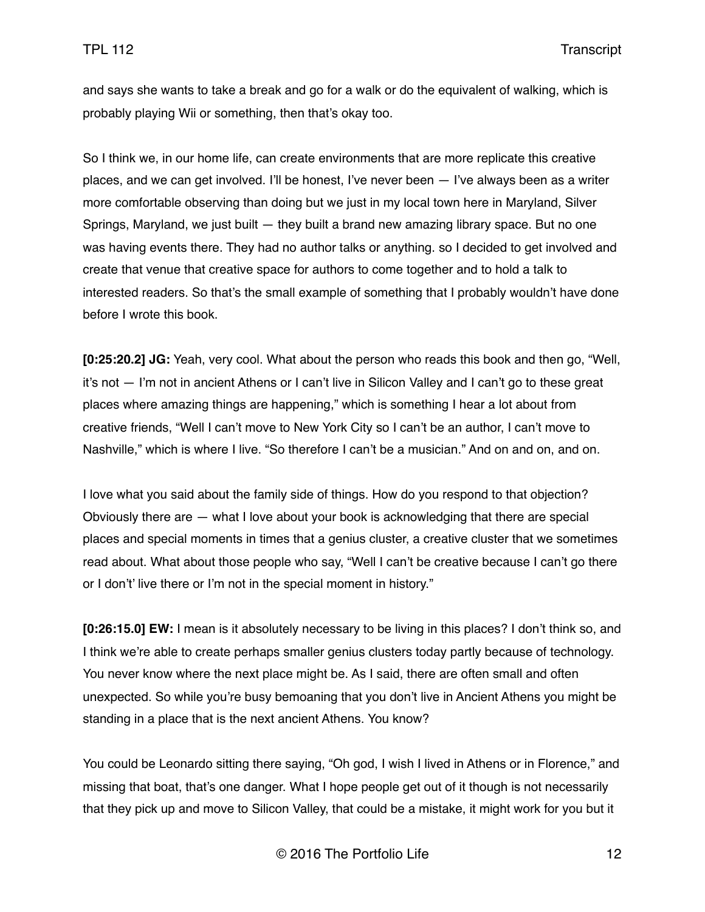and says she wants to take a break and go for a walk or do the equivalent of walking, which is probably playing Wii or something, then that's okay too.

So I think we, in our home life, can create environments that are more replicate this creative places, and we can get involved. I'll be honest, I've never been — I've always been as a writer more comfortable observing than doing but we just in my local town here in Maryland, Silver Springs, Maryland, we just built — they built a brand new amazing library space. But no one was having events there. They had no author talks or anything. so I decided to get involved and create that venue that creative space for authors to come together and to hold a talk to interested readers. So that's the small example of something that I probably wouldn't have done before I wrote this book.

**[0:25:20.2] JG:** Yeah, very cool. What about the person who reads this book and then go, "Well, it's not — I'm not in ancient Athens or I can't live in Silicon Valley and I can't go to these great places where amazing things are happening," which is something I hear a lot about from creative friends, "Well I can't move to New York City so I can't be an author, I can't move to Nashville," which is where I live. "So therefore I can't be a musician." And on and on, and on.

I love what you said about the family side of things. How do you respond to that objection? Obviously there are — what I love about your book is acknowledging that there are special places and special moments in times that a genius cluster, a creative cluster that we sometimes read about. What about those people who say, "Well I can't be creative because I can't go there or I don't' live there or I'm not in the special moment in history."

**[0:26:15.0] EW:** I mean is it absolutely necessary to be living in this places? I don't think so, and I think we're able to create perhaps smaller genius clusters today partly because of technology. You never know where the next place might be. As I said, there are often small and often unexpected. So while you're busy bemoaning that you don't live in Ancient Athens you might be standing in a place that is the next ancient Athens. You know?

You could be Leonardo sitting there saying, "Oh god, I wish I lived in Athens or in Florence," and missing that boat, that's one danger. What I hope people get out of it though is not necessarily that they pick up and move to Silicon Valley, that could be a mistake, it might work for you but it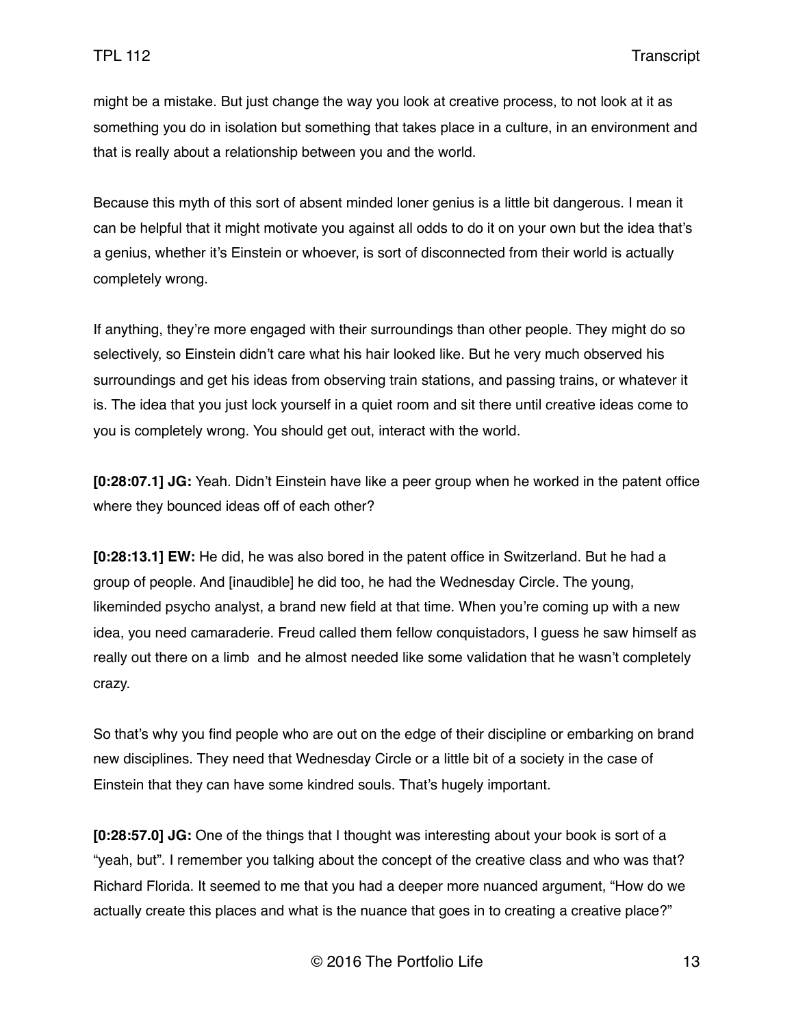might be a mistake. But just change the way you look at creative process, to not look at it as something you do in isolation but something that takes place in a culture, in an environment and that is really about a relationship between you and the world.

Because this myth of this sort of absent minded loner genius is a little bit dangerous. I mean it can be helpful that it might motivate you against all odds to do it on your own but the idea that's a genius, whether it's Einstein or whoever, is sort of disconnected from their world is actually completely wrong.

If anything, they're more engaged with their surroundings than other people. They might do so selectively, so Einstein didn't care what his hair looked like. But he very much observed his surroundings and get his ideas from observing train stations, and passing trains, or whatever it is. The idea that you just lock yourself in a quiet room and sit there until creative ideas come to you is completely wrong. You should get out, interact with the world.

**[0:28:07.1] JG:** Yeah. Didn't Einstein have like a peer group when he worked in the patent office where they bounced ideas off of each other?

**[0:28:13.1] EW:** He did, he was also bored in the patent office in Switzerland. But he had a group of people. And [inaudible] he did too, he had the Wednesday Circle. The young, likeminded psycho analyst, a brand new field at that time. When you're coming up with a new idea, you need camaraderie. Freud called them fellow conquistadors, I guess he saw himself as really out there on a limb and he almost needed like some validation that he wasn't completely crazy.

So that's why you find people who are out on the edge of their discipline or embarking on brand new disciplines. They need that Wednesday Circle or a little bit of a society in the case of Einstein that they can have some kindred souls. That's hugely important.

**[0:28:57.0] JG:** One of the things that I thought was interesting about your book is sort of a "yeah, but". I remember you talking about the concept of the creative class and who was that? Richard Florida. It seemed to me that you had a deeper more nuanced argument, "How do we actually create this places and what is the nuance that goes in to creating a creative place?"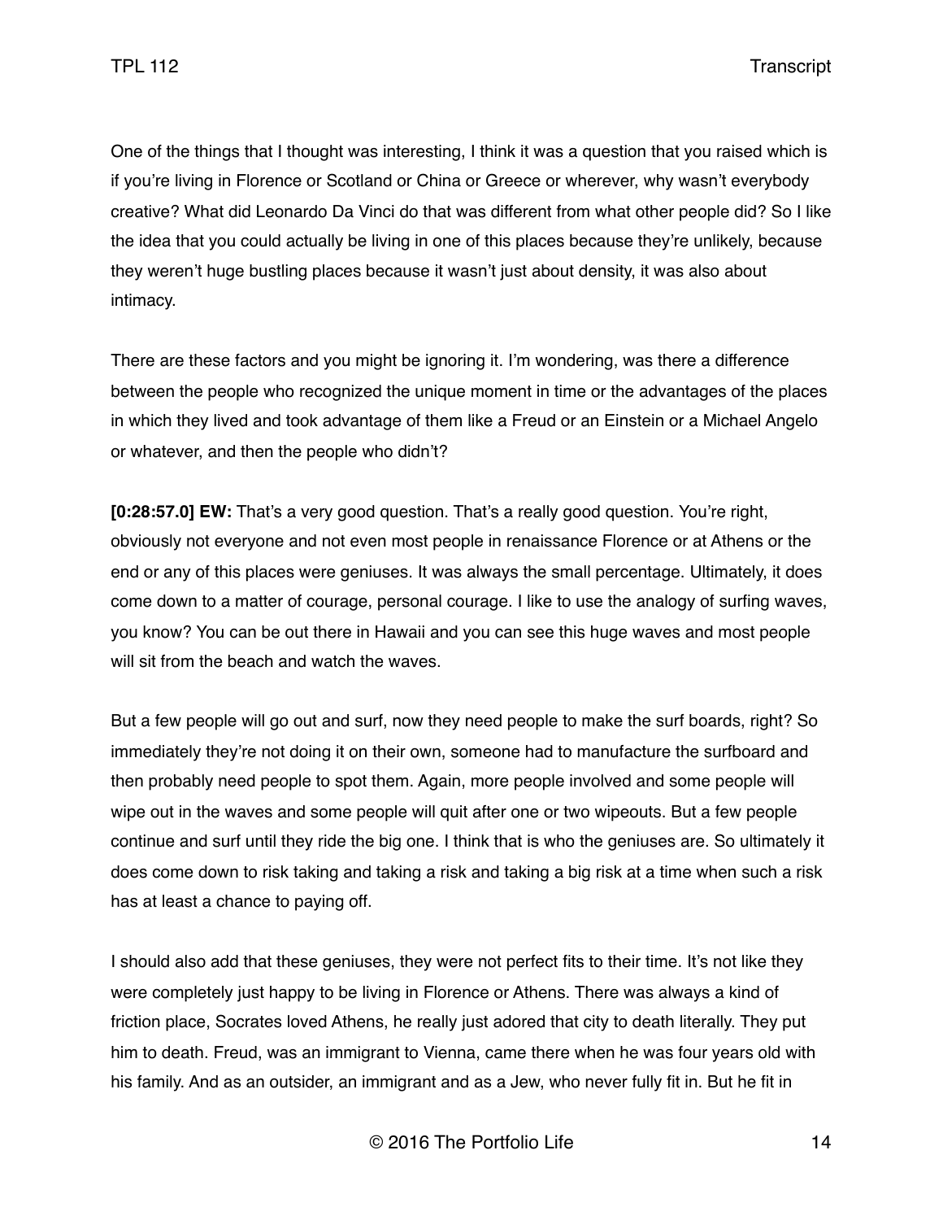One of the things that I thought was interesting, I think it was a question that you raised which is if you're living in Florence or Scotland or China or Greece or wherever, why wasn't everybody creative? What did Leonardo Da Vinci do that was different from what other people did? So I like the idea that you could actually be living in one of this places because they're unlikely, because they weren't huge bustling places because it wasn't just about density, it was also about intimacy.

There are these factors and you might be ignoring it. I'm wondering, was there a difference between the people who recognized the unique moment in time or the advantages of the places in which they lived and took advantage of them like a Freud or an Einstein or a Michael Angelo or whatever, and then the people who didn't?

**[0:28:57.0] EW:** That's a very good question. That's a really good question. You're right, obviously not everyone and not even most people in renaissance Florence or at Athens or the end or any of this places were geniuses. It was always the small percentage. Ultimately, it does come down to a matter of courage, personal courage. I like to use the analogy of surfing waves, you know? You can be out there in Hawaii and you can see this huge waves and most people will sit from the beach and watch the waves.

But a few people will go out and surf, now they need people to make the surf boards, right? So immediately they're not doing it on their own, someone had to manufacture the surfboard and then probably need people to spot them. Again, more people involved and some people will wipe out in the waves and some people will quit after one or two wipeouts. But a few people continue and surf until they ride the big one. I think that is who the geniuses are. So ultimately it does come down to risk taking and taking a risk and taking a big risk at a time when such a risk has at least a chance to paying off.

I should also add that these geniuses, they were not perfect fits to their time. It's not like they were completely just happy to be living in Florence or Athens. There was always a kind of friction place, Socrates loved Athens, he really just adored that city to death literally. They put him to death. Freud, was an immigrant to Vienna, came there when he was four years old with his family. And as an outsider, an immigrant and as a Jew, who never fully fit in. But he fit in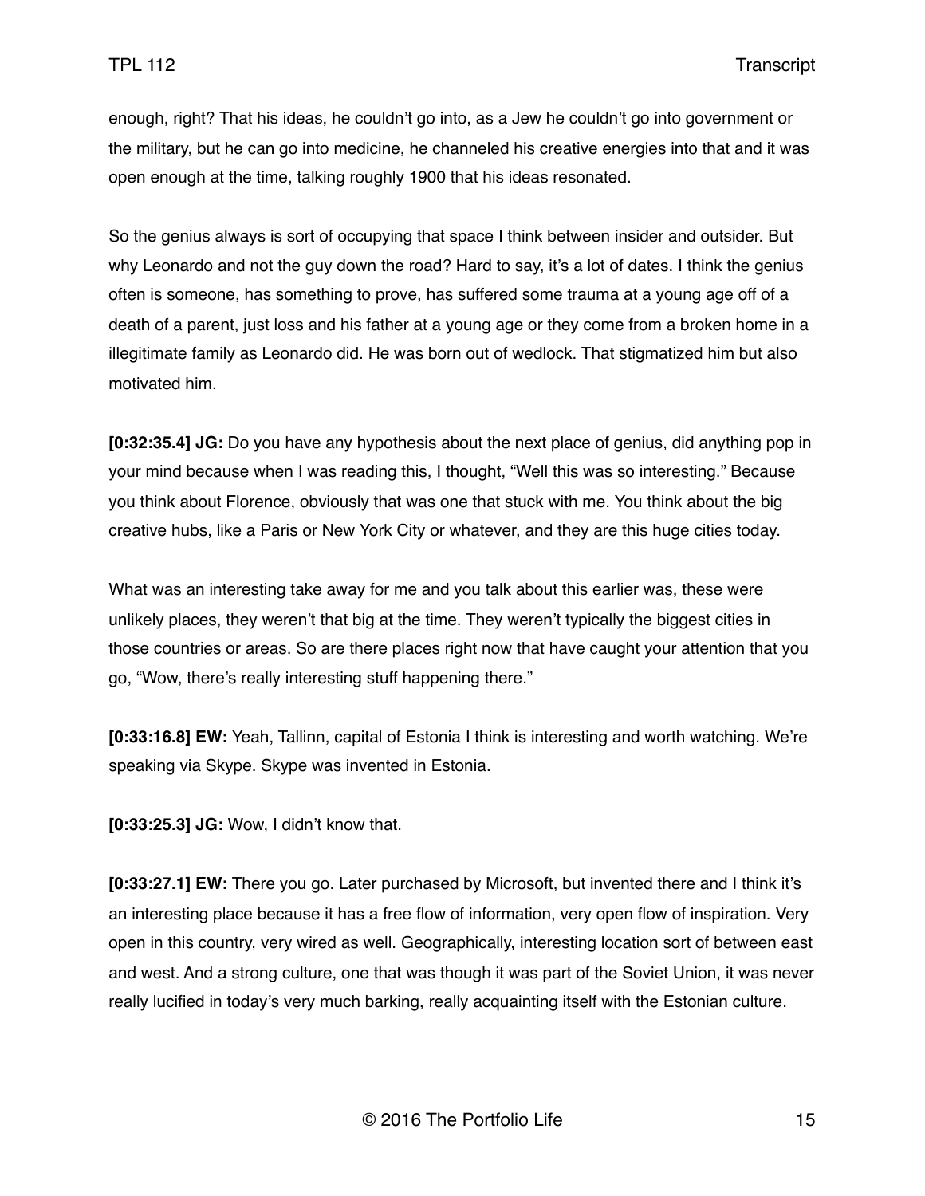enough, right? That his ideas, he couldn't go into, as a Jew he couldn't go into government or the military, but he can go into medicine, he channeled his creative energies into that and it was open enough at the time, talking roughly 1900 that his ideas resonated.

So the genius always is sort of occupying that space I think between insider and outsider. But why Leonardo and not the guy down the road? Hard to say, it's a lot of dates. I think the genius often is someone, has something to prove, has suffered some trauma at a young age off of a death of a parent, just loss and his father at a young age or they come from a broken home in a illegitimate family as Leonardo did. He was born out of wedlock. That stigmatized him but also motivated him.

**[0:32:35.4] JG:** Do you have any hypothesis about the next place of genius, did anything pop in your mind because when I was reading this, I thought, "Well this was so interesting." Because you think about Florence, obviously that was one that stuck with me. You think about the big creative hubs, like a Paris or New York City or whatever, and they are this huge cities today.

What was an interesting take away for me and you talk about this earlier was, these were unlikely places, they weren't that big at the time. They weren't typically the biggest cities in those countries or areas. So are there places right now that have caught your attention that you go, "Wow, there's really interesting stuff happening there."

**[0:33:16.8] EW:** Yeah, Tallinn, capital of Estonia I think is interesting and worth watching. We're speaking via Skype. Skype was invented in Estonia.

**[0:33:25.3] JG:** Wow, I didn't know that.

**[0:33:27.1] EW:** There you go. Later purchased by Microsoft, but invented there and I think it's an interesting place because it has a free flow of information, very open flow of inspiration. Very open in this country, very wired as well. Geographically, interesting location sort of between east and west. And a strong culture, one that was though it was part of the Soviet Union, it was never really lucified in today's very much barking, really acquainting itself with the Estonian culture.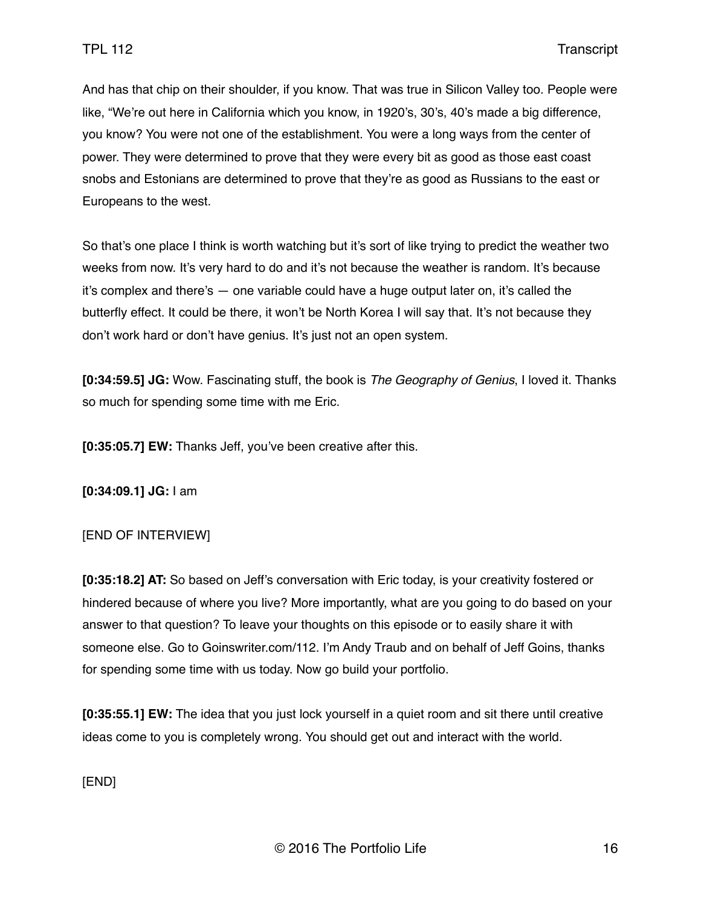And has that chip on their shoulder, if you know. That was true in Silicon Valley too. People were like, "We're out here in California which you know, in 1920's, 30's, 40's made a big difference, you know? You were not one of the establishment. You were a long ways from the center of power. They were determined to prove that they were every bit as good as those east coast snobs and Estonians are determined to prove that they're as good as Russians to the east or Europeans to the west.

So that's one place I think is worth watching but it's sort of like trying to predict the weather two weeks from now. It's very hard to do and it's not because the weather is random. It's because it's complex and there's — one variable could have a huge output later on, it's called the butterfly effect. It could be there, it won't be North Korea I will say that. It's not because they don't work hard or don't have genius. It's just not an open system.

**[0:34:59.5] JG:** Wow. Fascinating stuff, the book is *The Geography of Genius*, I loved it. Thanks so much for spending some time with me Eric.

**[0:35:05.7] EW:** Thanks Jeff, you've been creative after this.

**[0:34:09.1] JG:** I am

[END OF INTERVIEW]

**[0:35:18.2] AT:** So based on Jeff's conversation with Eric today, is your creativity fostered or hindered because of where you live? More importantly, what are you going to do based on your answer to that question? To leave your thoughts on this episode or to easily share it with someone else. Go to Goinswriter.com/112. I'm Andy Traub and on behalf of Jeff Goins, thanks for spending some time with us today. Now go build your portfolio.

**[0:35:55.1] EW:** The idea that you just lock yourself in a quiet room and sit there until creative ideas come to you is completely wrong. You should get out and interact with the world.

[END]